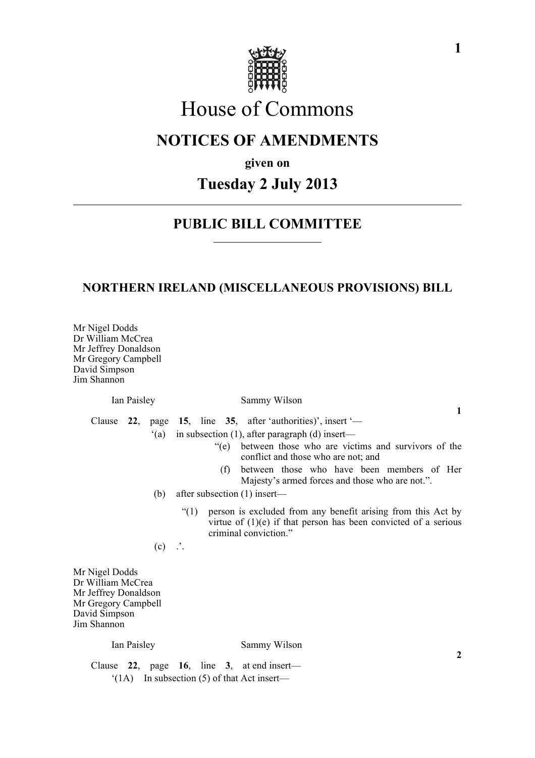# House of Commons

## NOTICES OF AMENDMENTS

**given on**

## Tuesday 2 July 2013

---

## PUBLIC BILL COMMITTEE

---

### NORTHERN IRELAND (MISCELLANEOUS PROVISIONS) BILL

Mr Nigel Dodds
Dr William McCrea
Mr Jeffrey Donaldson
Mr Gregory Campbell
David Simpson
Jim Shannon

Ian Paisley — Sammy Wilson

**1**

Clause **22**, page **15**, line **35**, after 'authorities)', insert '—

'(a) in subsection (1), after paragraph (d) insert—

"(e) between those who are victims and survivors of the conflict and those who are not; and

(f) between those who have been members of Her Majesty's armed forces and those who are not.".

(b) after subsection (1) insert—

"(1) person is excluded from any benefit arising from this Act by virtue of (1)(e) if that person has been convicted of a serious criminal conviction."

(c) .'.

Mr Nigel Dodds
Dr William McCrea
Mr Jeffrey Donaldson
Mr Gregory Campbell
David Simpson
Jim Shannon

Ian Paisley — Sammy Wilson

**2**

Clause **22**, page **16**, line **3**, at end insert—

'(1A) In subsection (5) of that Act insert—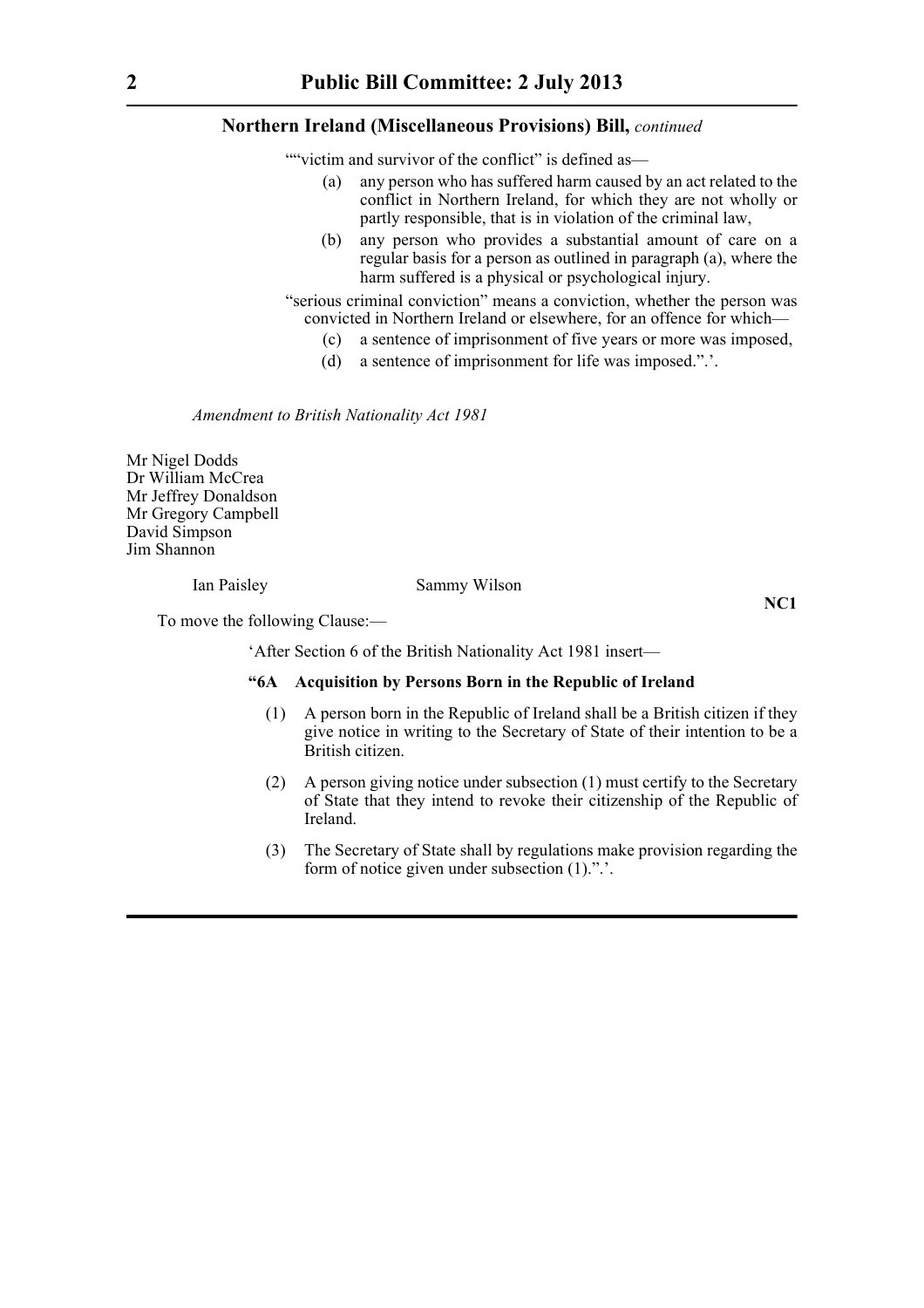““victim and survivor of the conflict” is defined as—

(a) any person who has suffered harm caused by an act related to the conflict in Northern Ireland, for which they are not wholly or partly responsible, that is in violation of the criminal law,

(b) any person who provides a substantial amount of care on a regular basis for a person as outlined in paragraph (a), where the harm suffered is a physical or psychological injury.

“serious criminal conviction” means a conviction, whether the person was convicted in Northern Ireland or elsewhere, for an offence for which—

(c) a sentence of imprisonment of five years or more was imposed,

(d) a sentence of imprisonment for life was imposed.”.’.

*Amendment to British Nationality Act 1981*

Mr Nigel Dodds
Dr William McCrea
Mr Jeffrey Donaldson
Mr Gregory Campbell
David Simpson
Jim Shannon

Ian Paisley Sammy Wilson

**NC1**

To move the following Clause:—

‘After Section 6 of the British Nationality Act 1981 insert—

**“6A Acquisition by Persons Born in the Republic of Ireland**

(1) A person born in the Republic of Ireland shall be a British citizen if they give notice in writing to the Secretary of State of their intention to be a British citizen.

(2) A person giving notice under subsection (1) must certify to the Secretary of State that they intend to revoke their citizenship of the Republic of Ireland.

(3) The Secretary of State shall by regulations make provision regarding the form of notice given under subsection (1).”.’.